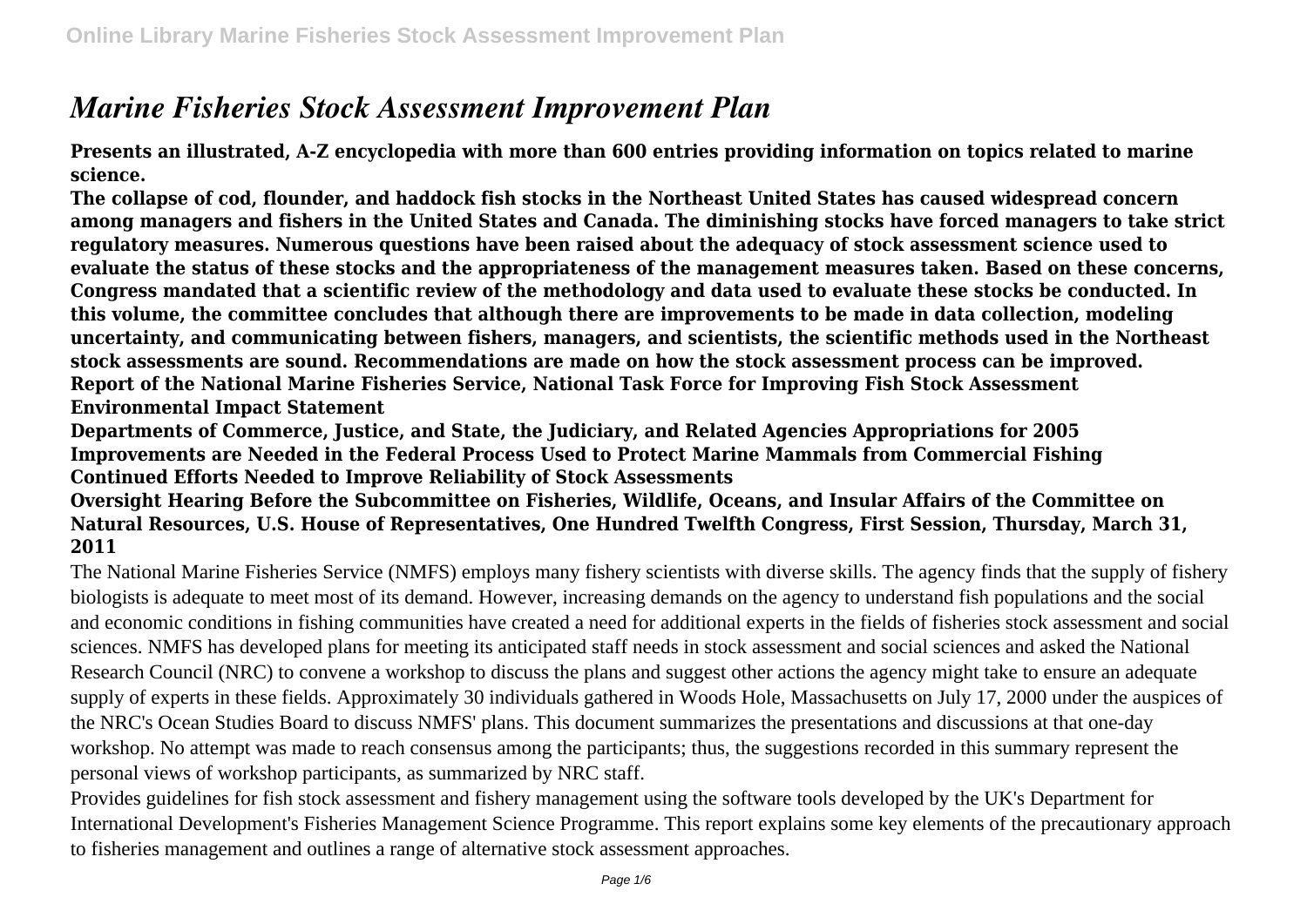# *Marine Fisheries Stock Assessment Improvement Plan*

**Presents an illustrated, A-Z encyclopedia with more than 600 entries providing information on topics related to marine science.**

**The collapse of cod, flounder, and haddock fish stocks in the Northeast United States has caused widespread concern among managers and fishers in the United States and Canada. The diminishing stocks have forced managers to take strict regulatory measures. Numerous questions have been raised about the adequacy of stock assessment science used to evaluate the status of these stocks and the appropriateness of the management measures taken. Based on these concerns, Congress mandated that a scientific review of the methodology and data used to evaluate these stocks be conducted. In this volume, the committee concludes that although there are improvements to be made in data collection, modeling uncertainty, and communicating between fishers, managers, and scientists, the scientific methods used in the Northeast stock assessments are sound. Recommendations are made on how the stock assessment process can be improved.**

**Report of the National Marine Fisheries Service, National Task Force for Improving Fish Stock Assessment**

**Environmental Impact Statement**

**Departments of Commerce, Justice, and State, the Judiciary, and Related Agencies Appropriations for 2005**

**Improvements are Needed in the Federal Process Used to Protect Marine Mammals from Commercial Fishing**

**Continued Efforts Needed to Improve Reliability of Stock Assessments**

**Oversight Hearing Before the Subcommittee on Fisheries, Wildlife, Oceans, and Insular Affairs of the Committee on Natural Resources, U.S. House of Representatives, One Hundred Twelfth Congress, First Session, Thursday, March 31, 2011**

The National Marine Fisheries Service (NMFS) employs many fishery scientists with diverse skills. The agency finds that the supply of fishery biologists is adequate to meet most of its demand. However, increasing demands on the agency to understand fish populations and the social and economic conditions in fishing communities have created a need for additional experts in the fields of fisheries stock assessment and social sciences. NMFS has developed plans for meeting its anticipated staff needs in stock assessment and social sciences and asked the National Research Council (NRC) to convene a workshop to discuss the plans and suggest other actions the agency might take to ensure an adequate supply of experts in these fields. Approximately 30 individuals gathered in Woods Hole, Massachusetts on July 17, 2000 under the auspices of the NRC's Ocean Studies Board to discuss NMFS' plans. This document summarizes the presentations and discussions at that one-day workshop. No attempt was made to reach consensus among the participants; thus, the suggestions recorded in this summary represent the personal views of workshop participants, as summarized by NRC staff.

Provides guidelines for fish stock assessment and fishery management using the software tools developed by the UK's Department for International Development's Fisheries Management Science Programme. This report explains some key elements of the precautionary approach to fisheries management and outlines a range of alternative stock assessment approaches.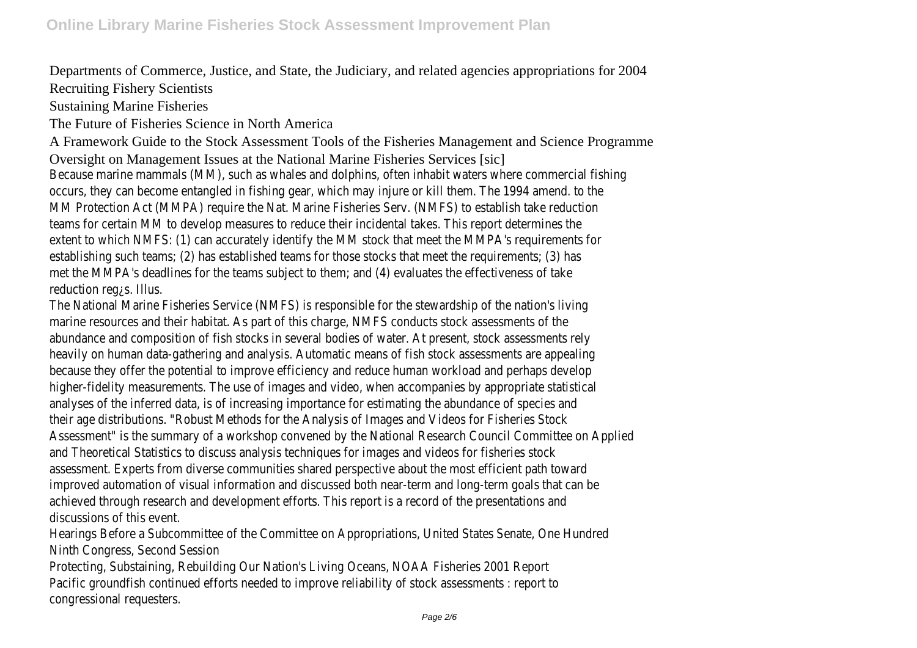Departments of Commerce, Justice, and State, the Judiciary, and related agencies appropriations for 2004

Recruiting Fishery Scientists

Sustaining Marine Fisheries

The Future of Fisheries Science in North America

A Framework Guide to the Stock Assessment Tools of the Fisheries Management and Science Programme

Oversight on Management Issues at the National Marine Fisheries Services [sic]

Because marine mammals (MM), such as whales and dolphins, often inhabit waters where commercial fishing occurs, they can become entangled in fishing gear, which may injure or kill them. The 1994 amend. to the MM Protection Act (MMPA) require the Nat. Marine Fisheries Serv. (NMFS) to establish take reduction teams for certain MM to develop measures to reduce their incidental takes. This report determines the extent to which NMFS: (1) can accurately identify the MM stock that meet the MMPA's requirements for establishing such teams; (2) has established teams for those stocks that meet the requirements; (3) has met the MMPA's deadlines for the teams subject to them; and (4) evaluates the effectiveness of take reduction reg¿s. Illus.

The National Marine Fisheries Service (NMFS) is responsible for the stewardship of the nation's living marine resources and their habitat. As part of this charge, NMFS conducts stock assessments of the abundance and composition of fish stocks in several bodies of water. At present, stock assessments rely heavily on human data-gathering and analysis. Automatic means of fish stock assessments are appealing because they offer the potential to improve efficiency and reduce human workload and perhaps develop higher-fidelity measurements. The use of images and video, when accompanies by appropriate statistical analyses of the inferred data, is of increasing importance for estimating the abundance of species and their age distributions. "Robust Methods for the Analysis of Images and Videos for Fisheries Stock Assessment" is the summary of a workshop convened by the National Research Council Committee on Applied and Theoretical Statistics to discuss analysis techniques for images and videos for fisheries stock assessment. Experts from diverse communities shared perspective about the most efficient path toward improved automation of visual information and discussed both near-term and long-term goals that can be achieved through research and development efforts. This report is a record of the presentations and discussions of this event.

Hearings Before a Subcommittee of the Committee on Appropriations, United States Senate, One Hundred Ninth Congress, Second Session

Protecting, Substaining, Rebuilding Our Nation's Living Oceans, NOAA Fisheries 2001 Report

Pacific groundfish continued efforts needed to improve reliability of stock assessments : report to congressional requesters.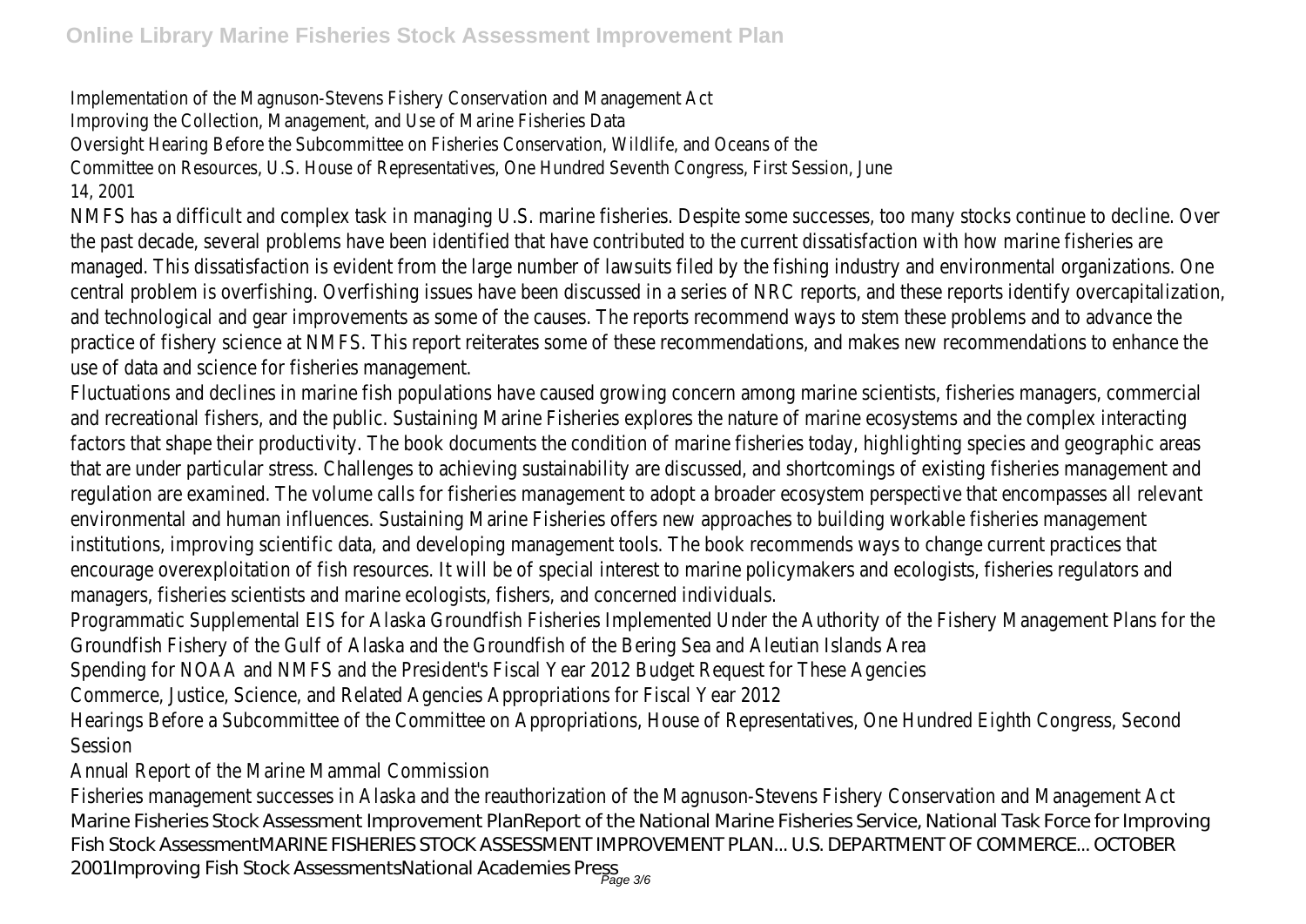Implementation of the Magnuson-Stevens Fishery Conservation and Management Act
Improving the Collection, Management, and Use of Marine Fisheries Data
Oversight Hearing Before the Subcommittee on Fisheries Conservation, Wildlife, and Oceans of the Committee on Resources, U.S. House of Representatives, One Hundred Seventh Congress, First Session, June 14, 2001

NMFS has a difficult and complex task in managing U.S. marine fisheries. Despite some successes, too many stocks continue to decline. Over the past decade, several problems have been identified that have contributed to the current dissatisfaction with how marine fisheries are managed. This dissatisfaction is evident from the large number of lawsuits filed by the fishing industry and environmental organizations. One central problem is overfishing. Overfishing issues have been discussed in a series of NRC reports, and these reports identify overcapitalization, and technological and gear improvements as some of the causes. The reports recommend ways to stem these problems and to advance the practice of fishery science at NMFS. This report reiterates some of these recommendations, and makes new recommendations to enhance the use of data and science for fisheries management.

Fluctuations and declines in marine fish populations have caused growing concern among marine scientists, fisheries managers, commercial and recreational fishers, and the public. Sustaining Marine Fisheries explores the nature of marine ecosystems and the complex interacting factors that shape their productivity. The book documents the condition of marine fisheries today, highlighting species and geographic areas that are under particular stress. Challenges to achieving sustainability are discussed, and shortcomings of existing fisheries management and regulation are examined. The volume calls for fisheries management to adopt a broader ecosystem perspective that encompasses all relevant environmental and human influences. Sustaining Marine Fisheries offers new approaches to building workable fisheries management institutions, improving scientific data, and developing management tools. The book recommends ways to change current practices that encourage overexploitation of fish resources. It will be of special interest to marine policymakers and ecologists, fisheries regulators and managers, fisheries scientists and marine ecologists, fishers, and concerned individuals.

Programmatic Supplemental EIS for Alaska Groundfish Fisheries Implemented Under the Authority of the Fishery Management Plans for the Groundfish Fishery of the Gulf of Alaska and the Groundfish of the Bering Sea and Aleutian Islands Area
Spending for NOAA and NMFS and the President's Fiscal Year 2012 Budget Request for These Agencies
Commerce, Justice, Science, and Related Agencies Appropriations for Fiscal Year 2012
Hearings Before a Subcommittee of the Committee on Appropriations, House of Representatives, One Hundred Eighth Congress, Second Session
Annual Report of the Marine Mammal Commission
Fisheries management successes in Alaska and the reauthorization of the Magnuson-Stevens Fishery Conservation and Management Act
Marine Fisheries Stock Assessment Improvement PlanReport of the National Marine Fisheries Service, National Task Force for Improving Fish Stock AssessmentMARINE FISHERIES STOCK ASSESSMENT IMPROVEMENT PLAN... U.S. DEPARTMENT OF COMMERCE... OCTOBER 2001Improving Fish Stock AssessmentsNational Academies Press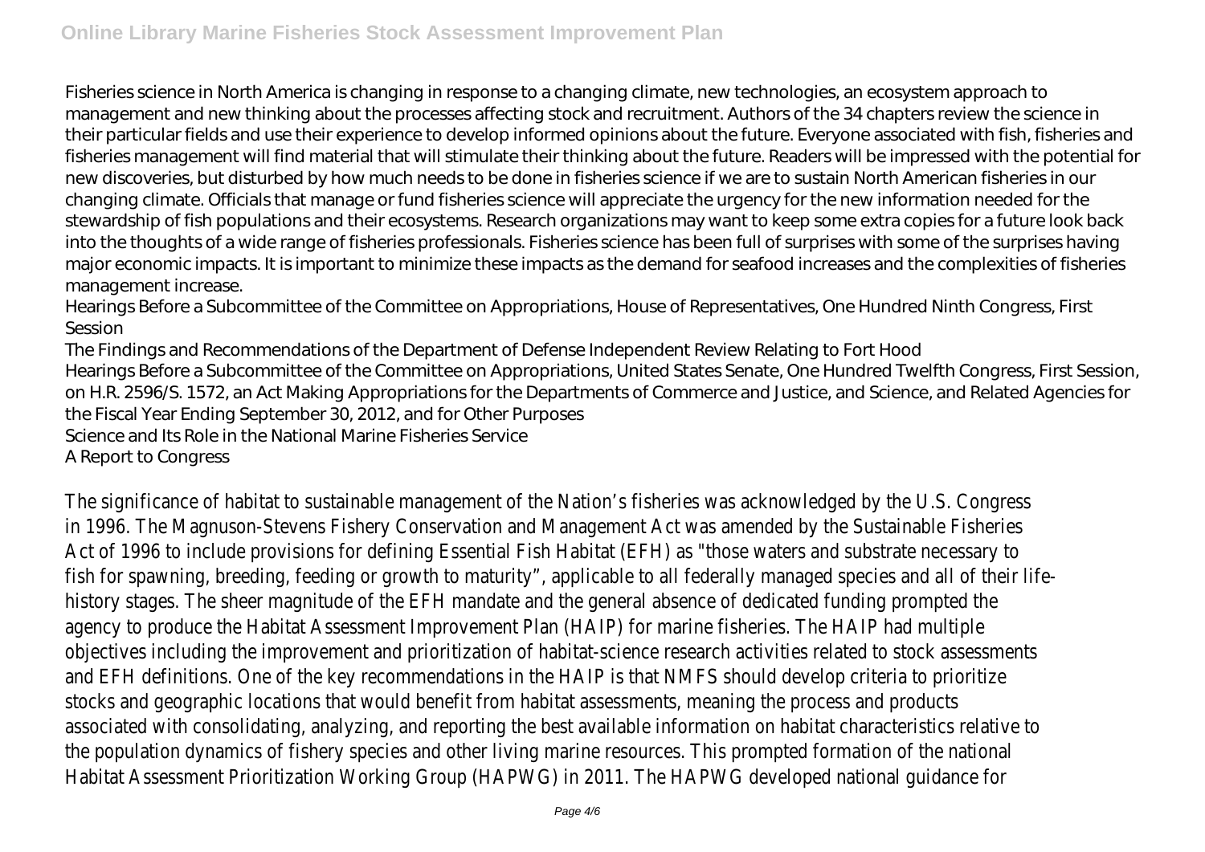Fisheries science in North America is changing in response to a changing climate, new technologies, an ecosystem approach to management and new thinking about the processes affecting stock and recruitment. Authors of the 34 chapters review the science in their particular fields and use their experience to develop informed opinions about the future. Everyone associated with fish, fisheries and fisheries management will find material that will stimulate their thinking about the future. Readers will be impressed with the potential for new discoveries, but disturbed by how much needs to be done in fisheries science if we are to sustain North American fisheries in our changing climate. Officials that manage or fund fisheries science will appreciate the urgency for the new information needed for the stewardship of fish populations and their ecosystems. Research organizations may want to keep some extra copies for a future look back into the thoughts of a wide range of fisheries professionals. Fisheries science has been full of surprises with some of the surprises having major economic impacts. It is important to minimize these impacts as the demand for seafood increases and the complexities of fisheries management increase.

Hearings Before a Subcommittee of the Committee on Appropriations, House of Representatives, One Hundred Ninth Congress, First Session

The Findings and Recommendations of the Department of Defense Independent Review Relating to Fort Hood

Hearings Before a Subcommittee of the Committee on Appropriations, United States Senate, One Hundred Twelfth Congress, First Session, on H.R. 2596/S. 1572, an Act Making Appropriations for the Departments of Commerce and Justice, and Science, and Related Agencies for the Fiscal Year Ending September 30, 2012, and for Other Purposes

Science and Its Role in the National Marine Fisheries Service

A Report to Congress

The significance of habitat to sustainable management of the Nation's fisheries was acknowledged by the U.S. Congress in 1996. The Magnuson-Stevens Fishery Conservation and Management Act was amended by the Sustainable Fisheries Act of 1996 to include provisions for defining Essential Fish Habitat (EFH) as "those waters and substrate necessary to fish for spawning, breeding, feeding or growth to maturity", applicable to all federally managed species and all of their life-history stages. The sheer magnitude of the EFH mandate and the general absence of dedicated funding prompted the agency to produce the Habitat Assessment Improvement Plan (HAIP) for marine fisheries. The HAIP had multiple objectives including the improvement and prioritization of habitat-science research activities related to stock assessments and EFH definitions. One of the key recommendations in the HAIP is that NMFS should develop criteria to prioritize stocks and geographic locations that would benefit from habitat assessments, meaning the process and products associated with consolidating, analyzing, and reporting the best available information on habitat characteristics relative to the population dynamics of fishery species and other living marine resources. This prompted formation of the national Habitat Assessment Prioritization Working Group (HAPWG) in 2011. The HAPWG developed national guidance for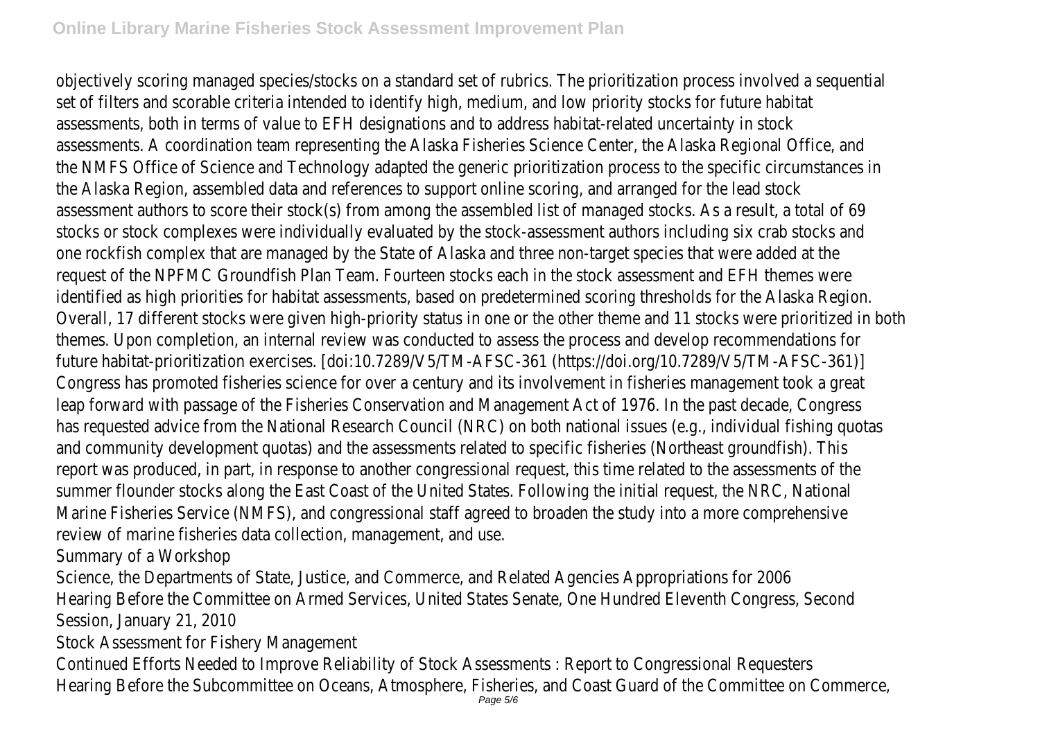objectively scoring managed species/stocks on a standard set of rubrics. The prioritization process involved a sequential set of filters and scorable criteria intended to identify high, medium, and low priority stocks for future habitat assessments, both in terms of value to EFH designations and to address habitat-related uncertainty in stock assessments. A coordination team representing the Alaska Fisheries Science Center, the Alaska Regional Office, and the NMFS Office of Science and Technology adapted the generic prioritization process to the specific circumstances in the Alaska Region, assembled data and references to support online scoring, and arranged for the lead stock assessment authors to score their stock(s) from among the assembled list of managed stocks. As a result, a total of 69 stocks or stock complexes were individually evaluated by the stock-assessment authors including six crab stocks and one rockfish complex that are managed by the State of Alaska and three non-target species that were added at the request of the NPFMC Groundfish Plan Team. Fourteen stocks each in the stock assessment and EFH themes were identified as high priorities for habitat assessments, based on predetermined scoring thresholds for the Alaska Region. Overall, 17 different stocks were given high-priority status in one or the other theme and 11 stocks were prioritized in both themes. Upon completion, an internal review was conducted to assess the process and develop recommendations for future habitat-prioritization exercises. [doi:10.7289/V5/TM-AFSC-361 (https://doi.org/10.7289/V5/TM-AFSC-361)]

Congress has promoted fisheries science for over a century and its involvement in fisheries management took a great leap forward with passage of the Fisheries Conservation and Management Act of 1976. In the past decade, Congress has requested advice from the National Research Council (NRC) on both national issues (e.g., individual fishing quotas and community development quotas) and the assessments related to specific fisheries (Northeast groundfish). This report was produced, in part, in response to another congressional request, this time related to the assessments of the summer flounder stocks along the East Coast of the United States. Following the initial request, the NRC, National Marine Fisheries Service (NMFS), and congressional staff agreed to broaden the study into a more comprehensive review of marine fisheries data collection, management, and use.

Summary of a Workshop

Science, the Departments of State, Justice, and Commerce, and Related Agencies Appropriations for 2006

Hearing Before the Committee on Armed Services, United States Senate, One Hundred Eleventh Congress, Second Session, January 21, 2010

Stock Assessment for Fishery Management

Continued Efforts Needed to Improve Reliability of Stock Assessments : Report to Congressional Requesters

Hearing Before the Subcommittee on Oceans, Atmosphere, Fisheries, and Coast Guard of the Committee on Commerce,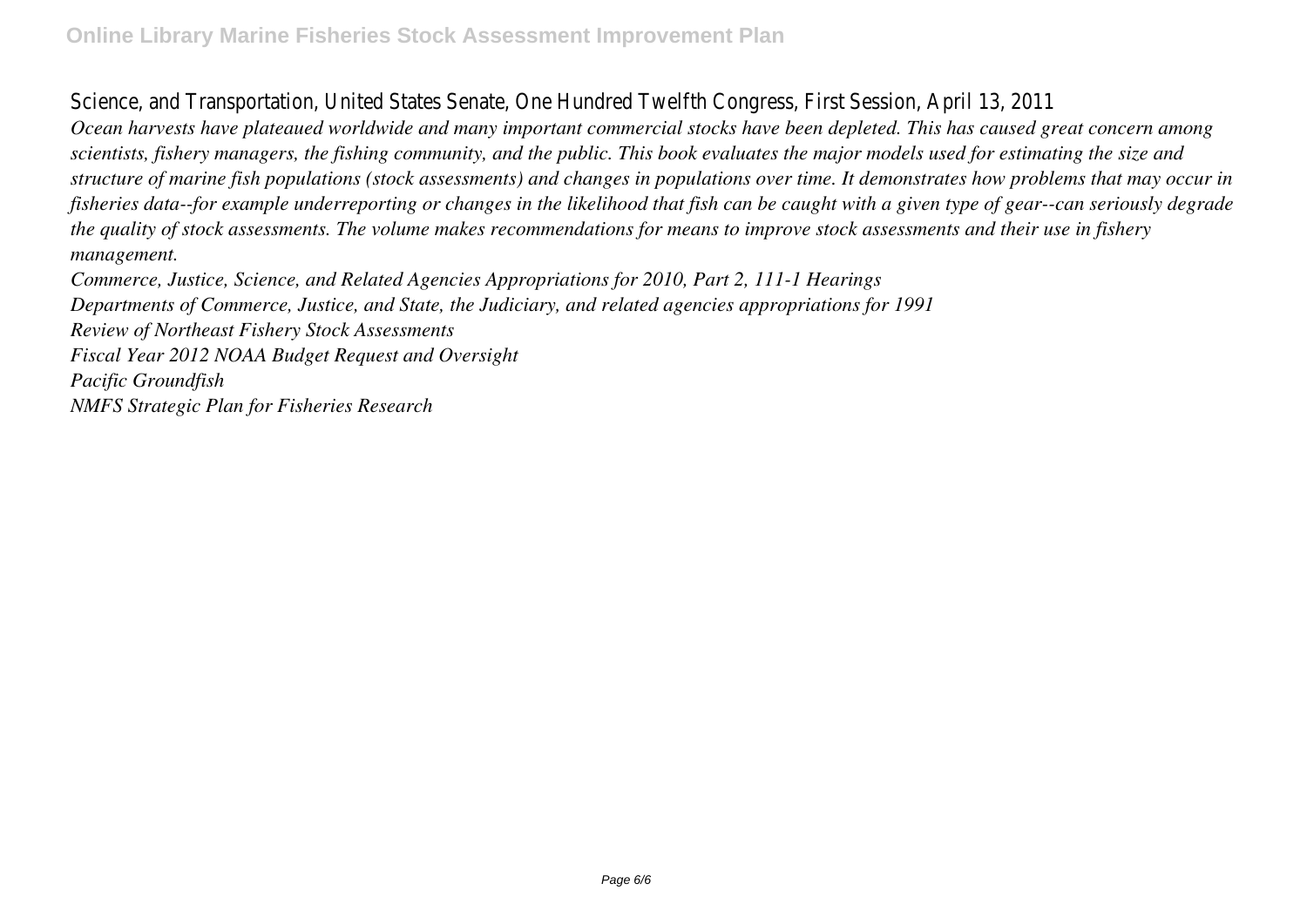Science, and Transportation, United States Senate, One Hundred Twelfth Congress, First Session, April 13, 2011

*Ocean harvests have plateaued worldwide and many important commercial stocks have been depleted. This has caused great concern among scientists, fishery managers, the fishing community, and the public. This book evaluates the major models used for estimating the size and structure of marine fish populations (stock assessments) and changes in populations over time. It demonstrates how problems that may occur in fisheries data--for example underreporting or changes in the likelihood that fish can be caught with a given type of gear--can seriously degrade the quality of stock assessments. The volume makes recommendations for means to improve stock assessments and their use in fishery management.*

*Commerce, Justice, Science, and Related Agencies Appropriations for 2010, Part 2, 111-1 Hearings*

*Departments of Commerce, Justice, and State, the Judiciary, and related agencies appropriations for 1991*

*Review of Northeast Fishery Stock Assessments*

*Fiscal Year 2012 NOAA Budget Request and Oversight*

*Pacific Groundfish*

*NMFS Strategic Plan for Fisheries Research*